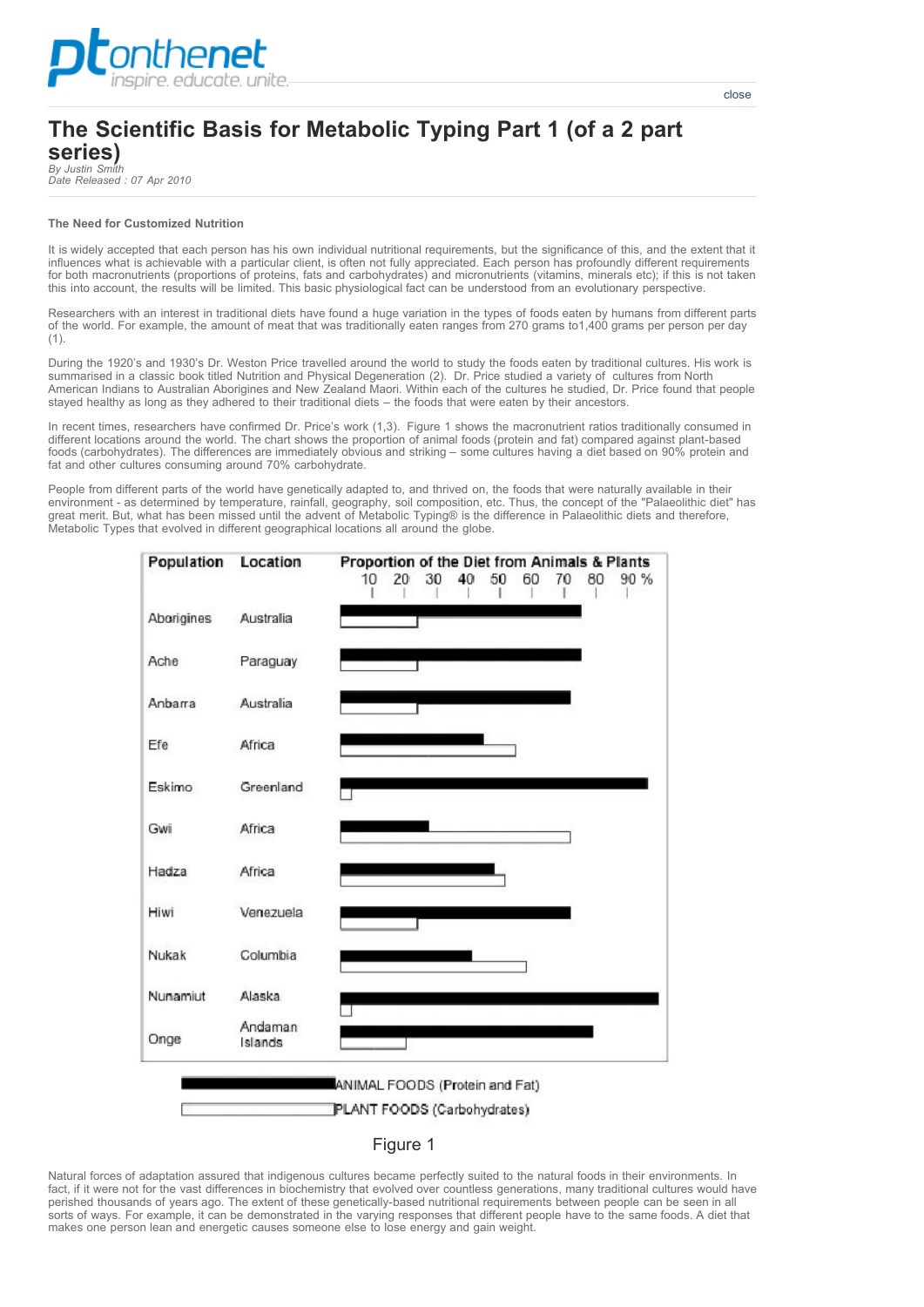# The Scientific Basis for Metabolic Typing Part 1 (of a 2 part series)

*By Justin Smith*
*Date Released : 07 Apr 2010*

### The Need for Customized Nutrition

It is widely accepted that each person has his own individual nutritional requirements, but the significance of this, and the extent that it influences what is achievable with a particular client, is often not fully appreciated. Each person has profoundly different requirements for both macronutrients (proportions of proteins, fats and carbohydrates) and micronutrients (vitamins, minerals etc); if this is not taken this into account, the results will be limited. This basic physiological fact can be understood from an evolutionary perspective.

Researchers with an interest in traditional diets have found a huge variation in the types of foods eaten by humans from different parts of the world. For example, the amount of meat that was traditionally eaten ranges from 270 grams to1,400 grams per person per day (1).

During the 1920's and 1930's Dr. Weston Price travelled around the world to study the foods eaten by traditional cultures. His work is summarised in a classic book titled Nutrition and Physical Degeneration (2). Dr. Price studied a variety of cultures from North American Indians to Australian Aborigines and New Zealand Maori. Within each of the cultures he studied, Dr. Price found that people stayed healthy as long as they adhered to their traditional diets – the foods that were eaten by their ancestors.

In recent times, researchers have confirmed Dr. Price's work (1,3). Figure 1 shows the macronutrient ratios traditionally consumed in different locations around the world. The chart shows the proportion of animal foods (protein and fat) compared against plant-based foods (carbohydrates). The differences are immediately obvious and striking – some cultures having a diet based on 90% protein and fat and other cultures consuming around 70% carbohydrate.

People from different parts of the world have genetically adapted to, and thrived on, the foods that were naturally available in their environment - as determined by temperature, rainfall, geography, soil composition, etc. Thus, the concept of the "Palaeolithic diet" has great merit. But, what has been missed until the advent of Metabolic Typing® is the difference in Palaeolithic diets and therefore, Metabolic Types that evolved in different geographical locations all around the globe.

| Population | Location | Proportion of the Diet from Animals & Plants (10 20 30 40 50 60 70 80 90 %) |
|---|---|---|
| Aborigines | Australia | |
| Ache | Paraguay | |
| Anbarra | Australia | |
| Efe | Africa | |
| Eskimo | Greenland | |
| Gwi | Africa | |
| Hadza | Africa | |
| Hiwi | Venezuela | |
| Nukak | Columbia | |
| Nunamiut | Alaska | |
| Onge | Andaman Islands | |

ANIMAL FOODS (Protein and Fat)

PLANT FOODS (Carbohydrates)

Figure 1

Natural forces of adaptation assured that indigenous cultures became perfectly suited to the natural foods in their environments. In fact, if it were not for the vast differences in biochemistry that evolved over countless generations, many traditional cultures would have perished thousands of years ago. The extent of these genetically-based nutritional requirements between people can be seen in all sorts of ways. For example, it can be demonstrated in the varying responses that different people have to the same foods. A diet that makes one person lean and energetic causes someone else to lose energy and gain weight.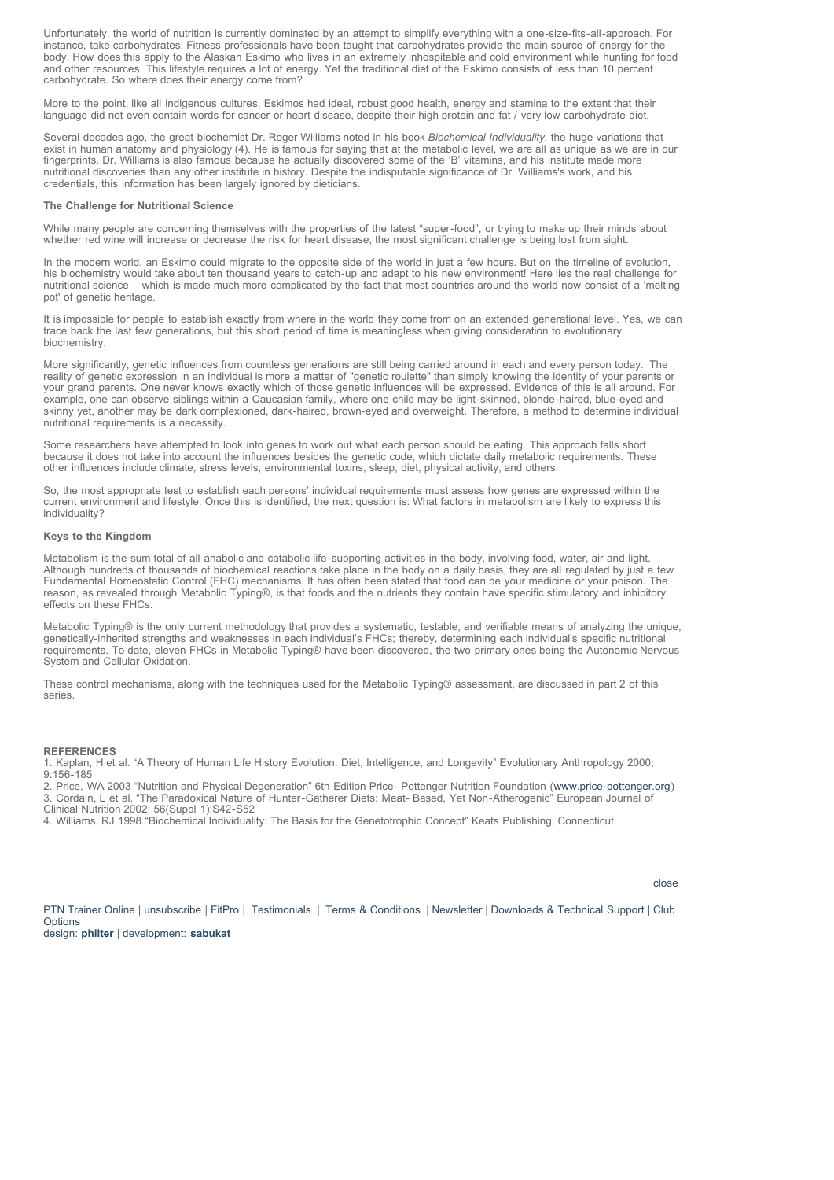Unfortunately, the world of nutrition is currently dominated by an attempt to simplify everything with a one-size-fits-all-approach. For instance, take carbohydrates. Fitness professionals have been taught that carbohydrates provide the main source of energy for the body. How does this apply to the Alaskan Eskimo who lives in an extremely inhospitable and cold environment while hunting for food and other resources. This lifestyle requires a lot of energy. Yet the traditional diet of the Eskimo consists of less than 10 percent carbohydrate. So where does their energy come from?

More to the point, like all indigenous cultures, Eskimos had ideal, robust good health, energy and stamina to the extent that their language did not even contain words for cancer or heart disease, despite their high protein and fat / very low carbohydrate diet.

Several decades ago, the great biochemist Dr. Roger Williams noted in his book *Biochemical Individuality*, the huge variations that exist in human anatomy and physiology (4). He is famous for saying that at the metabolic level, we are all as unique as we are in our fingerprints. Dr. Williams is also famous because he actually discovered some of the 'B' vitamins, and his institute made more nutritional discoveries than any other institute in history. Despite the indisputable significance of Dr. Williams's work, and his credentials, this information has been largely ignored by dieticians.

**The Challenge for Nutritional Science**

While many people are concerning themselves with the properties of the latest "super-food", or trying to make up their minds about whether red wine will increase or decrease the risk for heart disease, the most significant challenge is being lost from sight.

In the modern world, an Eskimo could migrate to the opposite side of the world in just a few hours. But on the timeline of evolution, his biochemistry would take about ten thousand years to catch-up and adapt to his new environment! Here lies the real challenge for nutritional science – which is made much more complicated by the fact that most countries around the world now consist of a 'melting pot' of genetic heritage.

It is impossible for people to establish exactly from where in the world they come from on an extended generational level. Yes, we can trace back the last few generations, but this short period of time is meaningless when giving consideration to evolutionary biochemistry.

More significantly, genetic influences from countless generations are still being carried around in each and every person today. The reality of genetic expression in an individual is more a matter of "genetic roulette" than simply knowing the identity of your parents or your grand parents. One never knows exactly which of those genetic influences will be expressed. Evidence of this is all around. For example, one can observe siblings within a Caucasian family, where one child may be light-skinned, blonde-haired, blue-eyed and skinny yet, another may be dark complexioned, dark-haired, brown-eyed and overweight. Therefore, a method to determine individual nutritional requirements is a necessity.

Some researchers have attempted to look into genes to work out what each person should be eating. This approach falls short because it does not take into account the influences besides the genetic code, which dictate daily metabolic requirements. These other influences include climate, stress levels, environmental toxins, sleep, diet, physical activity, and others.

So, the most appropriate test to establish each persons' individual requirements must assess how genes are expressed within the current environment and lifestyle. Once this is identified, the next question is: What factors in metabolism are likely to express this individuality?

**Keys to the Kingdom**

Metabolism is the sum total of all anabolic and catabolic life-supporting activities in the body, involving food, water, air and light. Although hundreds of thousands of biochemical reactions take place in the body on a daily basis, they are all regulated by just a few Fundamental Homeostatic Control (FHC) mechanisms. It has often been stated that food can be your medicine or your poison. The reason, as revealed through Metabolic Typing®, is that foods and the nutrients they contain have specific stimulatory and inhibitory effects on these FHCs.

Metabolic Typing® is the only current methodology that provides a systematic, testable, and verifiable means of analyzing the unique, genetically-inherited strengths and weaknesses in each individual's FHCs; thereby, determining each individual's specific nutritional requirements. To date, eleven FHCs in Metabolic Typing® have been discovered, the two primary ones being the Autonomic Nervous System and Cellular Oxidation.

These control mechanisms, along with the techniques used for the Metabolic Typing® assessment, are discussed in part 2 of this series.

**REFERENCES**

1. Kaplan, H et al. "A Theory of Human Life History Evolution: Diet, Intelligence, and Longevity" Evolutionary Anthropology 2000; 9:156-185
2. Price, WA 2003 "Nutrition and Physical Degeneration" 6th Edition Price- Pottenger Nutrition Foundation (www.price-pottenger.org)
3. Cordain, L et al. "The Paradoxical Nature of Hunter-Gatherer Diets: Meat- Based, Yet Non-Atherogenic" European Journal of Clinical Nutrition 2002; 56(Suppl 1):S42-S52
4. Williams, RJ 1998 "Biochemical Individuality: The Basis for the Genetotrophic Concept" Keats Publishing, Connecticut

close

PTN Trainer Online | unsubscribe | FitPro | Testimonials | Terms & Conditions | Newsletter | Downloads & Technical Support | Club Options
design: **philter** | development: **sabukat**